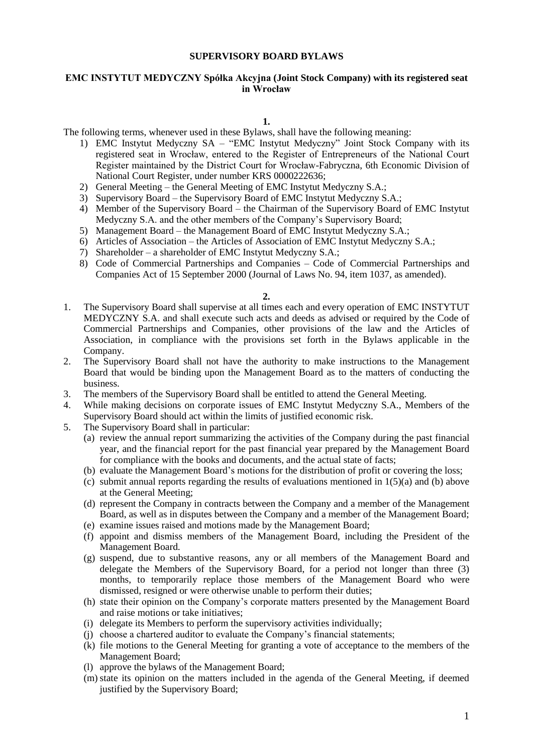# SUPERVISORY BOARD BYLAWS

## EMC INSTYTUT MEDYCZNY Spółka Akcyjna (Joint Stock Company) with its registered seat in Wrocław

**1.**

The following terms, whenever used in these Bylaws, shall have the following meaning:

1) EMC Instytut Medyczny SA – "EMC Instytut Medyczny" Joint Stock Company with its registered seat in Wrocław, entered to the Register of Entrepreneurs of the National Court Register maintained by the District Court for Wrocław-Fabryczna, 6th Economic Division of National Court Register, under number KRS 0000222636;
2) General Meeting – the General Meeting of EMC Instytut Medyczny S.A.;
3) Supervisory Board – the Supervisory Board of EMC Instytut Medyczny S.A.;
4) Member of the Supervisory Board – the Chairman of the Supervisory Board of EMC Instytut Medyczny S.A. and the other members of the Company's Supervisory Board;
5) Management Board – the Management Board of EMC Instytut Medyczny S.A.;
6) Articles of Association – the Articles of Association of EMC Instytut Medyczny S.A.;
7) Shareholder – a shareholder of EMC Instytut Medyczny S.A.;
8) Code of Commercial Partnerships and Companies – Code of Commercial Partnerships and Companies Act of 15 September 2000 (Journal of Laws No. 94, item 1037, as amended).

**2.**

1. The Supervisory Board shall supervise at all times each and every operation of EMC INSTYTUT MEDYCZNY S.A. and shall execute such acts and deeds as advised or required by the Code of Commercial Partnerships and Companies, other provisions of the law and the Articles of Association, in compliance with the provisions set forth in the Bylaws applicable in the Company.
2. The Supervisory Board shall not have the authority to make instructions to the Management Board that would be binding upon the Management Board as to the matters of conducting the business.
3. The members of the Supervisory Board shall be entitled to attend the General Meeting.
4. While making decisions on corporate issues of EMC Instytut Medyczny S.A., Members of the Supervisory Board should act within the limits of justified economic risk.
5. The Supervisory Board shall in particular:
   (a) review the annual report summarizing the activities of the Company during the past financial year, and the financial report for the past financial year prepared by the Management Board for compliance with the books and documents, and the actual state of facts;
   (b) evaluate the Management Board's motions for the distribution of profit or covering the loss;
   (c) submit annual reports regarding the results of evaluations mentioned in 1(5)(a) and (b) above at the General Meeting;
   (d) represent the Company in contracts between the Company and a member of the Management Board, as well as in disputes between the Company and a member of the Management Board;
   (e) examine issues raised and motions made by the Management Board;
   (f) appoint and dismiss members of the Management Board, including the President of the Management Board.
   (g) suspend, due to substantive reasons, any or all members of the Management Board and delegate the Members of the Supervisory Board, for a period not longer than three (3) months, to temporarily replace those members of the Management Board who were dismissed, resigned or were otherwise unable to perform their duties;
   (h) state their opinion on the Company's corporate matters presented by the Management Board and raise motions or take initiatives;
   (i) delegate its Members to perform the supervisory activities individually;
   (j) choose a chartered auditor to evaluate the Company's financial statements;
   (k) file motions to the General Meeting for granting a vote of acceptance to the members of the Management Board;
   (l) approve the bylaws of the Management Board;
   (m) state its opinion on the matters included in the agenda of the General Meeting, if deemed justified by the Supervisory Board;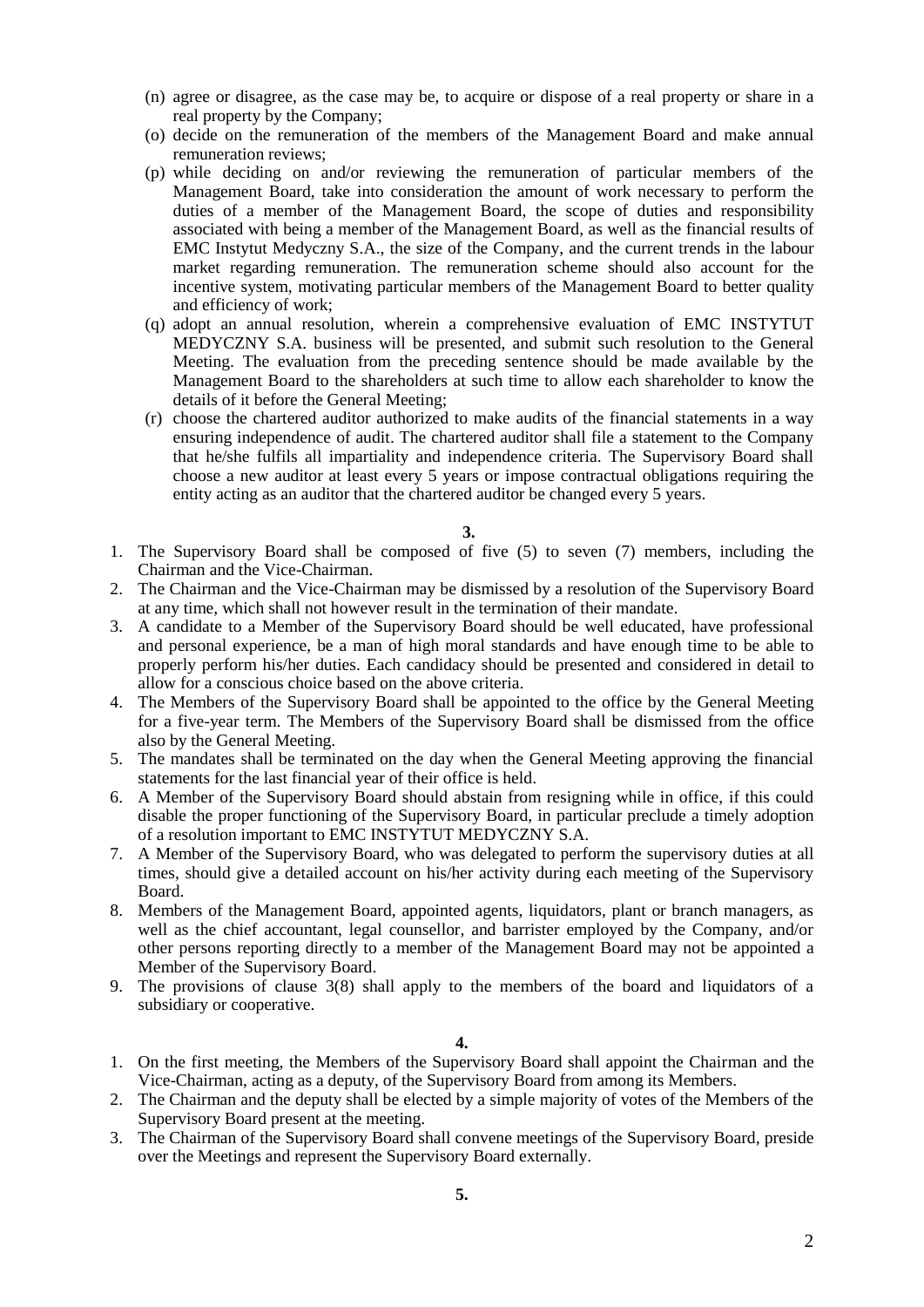(n) agree or disagree, as the case may be, to acquire or dispose of a real property or share in a real property by the Company;

(o) decide on the remuneration of the members of the Management Board and make annual remuneration reviews;

(p) while deciding on and/or reviewing the remuneration of particular members of the Management Board, take into consideration the amount of work necessary to perform the duties of a member of the Management Board, the scope of duties and responsibility associated with being a member of the Management Board, as well as the financial results of EMC Instytut Medyczny S.A., the size of the Company, and the current trends in the labour market regarding remuneration. The remuneration scheme should also account for the incentive system, motivating particular members of the Management Board to better quality and efficiency of work;

(q) adopt an annual resolution, wherein a comprehensive evaluation of EMC INSTYTUT MEDYCZNY S.A. business will be presented, and submit such resolution to the General Meeting. The evaluation from the preceding sentence should be made available by the Management Board to the shareholders at such time to allow each shareholder to know the details of it before the General Meeting;

(r) choose the chartered auditor authorized to make audits of the financial statements in a way ensuring independence of audit. The chartered auditor shall file a statement to the Company that he/she fulfils all impartiality and independence criteria. The Supervisory Board shall choose a new auditor at least every 5 years or impose contractual obligations requiring the entity acting as an auditor that the chartered auditor be changed every 5 years.

**3.**

1. The Supervisory Board shall be composed of five (5) to seven (7) members, including the Chairman and the Vice-Chairman.
2. The Chairman and the Vice-Chairman may be dismissed by a resolution of the Supervisory Board at any time, which shall not however result in the termination of their mandate.
3. A candidate to a Member of the Supervisory Board should be well educated, have professional and personal experience, be a man of high moral standards and have enough time to be able to properly perform his/her duties. Each candidacy should be presented and considered in detail to allow for a conscious choice based on the above criteria.
4. The Members of the Supervisory Board shall be appointed to the office by the General Meeting for a five-year term. The Members of the Supervisory Board shall be dismissed from the office also by the General Meeting.
5. The mandates shall be terminated on the day when the General Meeting approving the financial statements for the last financial year of their office is held.
6. A Member of the Supervisory Board should abstain from resigning while in office, if this could disable the proper functioning of the Supervisory Board, in particular preclude a timely adoption of a resolution important to EMC INSTYTUT MEDYCZNY S.A.
7. A Member of the Supervisory Board, who was delegated to perform the supervisory duties at all times, should give a detailed account on his/her activity during each meeting of the Supervisory Board.
8. Members of the Management Board, appointed agents, liquidators, plant or branch managers, as well as the chief accountant, legal counsellor, and barrister employed by the Company, and/or other persons reporting directly to a member of the Management Board may not be appointed a Member of the Supervisory Board.
9. The provisions of clause 3(8) shall apply to the members of the board and liquidators of a subsidiary or cooperative.

**4.**

1. On the first meeting, the Members of the Supervisory Board shall appoint the Chairman and the Vice-Chairman, acting as a deputy, of the Supervisory Board from among its Members.
2. The Chairman and the deputy shall be elected by a simple majority of votes of the Members of the Supervisory Board present at the meeting.
3. The Chairman of the Supervisory Board shall convene meetings of the Supervisory Board, preside over the Meetings and represent the Supervisory Board externally.

**5.**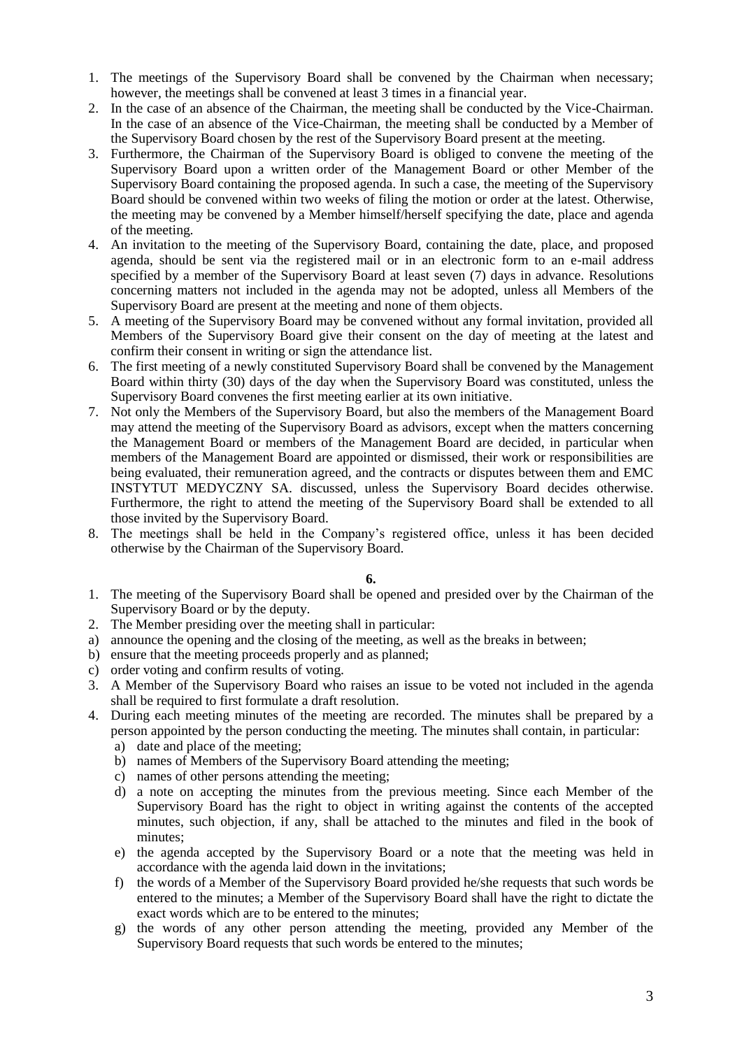1. The meetings of the Supervisory Board shall be convened by the Chairman when necessary; however, the meetings shall be convened at least 3 times in a financial year.
2. In the case of an absence of the Chairman, the meeting shall be conducted by the Vice-Chairman. In the case of an absence of the Vice-Chairman, the meeting shall be conducted by a Member of the Supervisory Board chosen by the rest of the Supervisory Board present at the meeting.
3. Furthermore, the Chairman of the Supervisory Board is obliged to convene the meeting of the Supervisory Board upon a written order of the Management Board or other Member of the Supervisory Board containing the proposed agenda. In such a case, the meeting of the Supervisory Board should be convened within two weeks of filing the motion or order at the latest. Otherwise, the meeting may be convened by a Member himself/herself specifying the date, place and agenda of the meeting.
4. An invitation to the meeting of the Supervisory Board, containing the date, place, and proposed agenda, should be sent via the registered mail or in an electronic form to an e-mail address specified by a member of the Supervisory Board at least seven (7) days in advance. Resolutions concerning matters not included in the agenda may not be adopted, unless all Members of the Supervisory Board are present at the meeting and none of them objects.
5. A meeting of the Supervisory Board may be convened without any formal invitation, provided all Members of the Supervisory Board give their consent on the day of meeting at the latest and confirm their consent in writing or sign the attendance list.
6. The first meeting of a newly constituted Supervisory Board shall be convened by the Management Board within thirty (30) days of the day when the Supervisory Board was constituted, unless the Supervisory Board convenes the first meeting earlier at its own initiative.
7. Not only the Members of the Supervisory Board, but also the members of the Management Board may attend the meeting of the Supervisory Board as advisors, except when the matters concerning the Management Board or members of the Management Board are decided, in particular when members of the Management Board are appointed or dismissed, their work or responsibilities are being evaluated, their remuneration agreed, and the contracts or disputes between them and EMC INSTYTUT MEDYCZNY SA. discussed, unless the Supervisory Board decides otherwise. Furthermore, the right to attend the meeting of the Supervisory Board shall be extended to all those invited by the Supervisory Board.
8. The meetings shall be held in the Company's registered office, unless it has been decided otherwise by the Chairman of the Supervisory Board.

**6.**

1. The meeting of the Supervisory Board shall be opened and presided over by the Chairman of the Supervisory Board or by the deputy.
2. The Member presiding over the meeting shall in particular:
a) announce the opening and the closing of the meeting, as well as the breaks in between;
b) ensure that the meeting proceeds properly and as planned;
c) order voting and confirm results of voting.
3. A Member of the Supervisory Board who raises an issue to be voted not included in the agenda shall be required to first formulate a draft resolution.
4. During each meeting minutes of the meeting are recorded. The minutes shall be prepared by a person appointed by the person conducting the meeting. The minutes shall contain, in particular:
   a) date and place of the meeting;
   b) names of Members of the Supervisory Board attending the meeting;
   c) names of other persons attending the meeting;
   d) a note on accepting the minutes from the previous meeting. Since each Member of the Supervisory Board has the right to object in writing against the contents of the accepted minutes, such objection, if any, shall be attached to the minutes and filed in the book of minutes;
   e) the agenda accepted by the Supervisory Board or a note that the meeting was held in accordance with the agenda laid down in the invitations;
   f) the words of a Member of the Supervisory Board provided he/she requests that such words be entered to the minutes; a Member of the Supervisory Board shall have the right to dictate the exact words which are to be entered to the minutes;
   g) the words of any other person attending the meeting, provided any Member of the Supervisory Board requests that such words be entered to the minutes;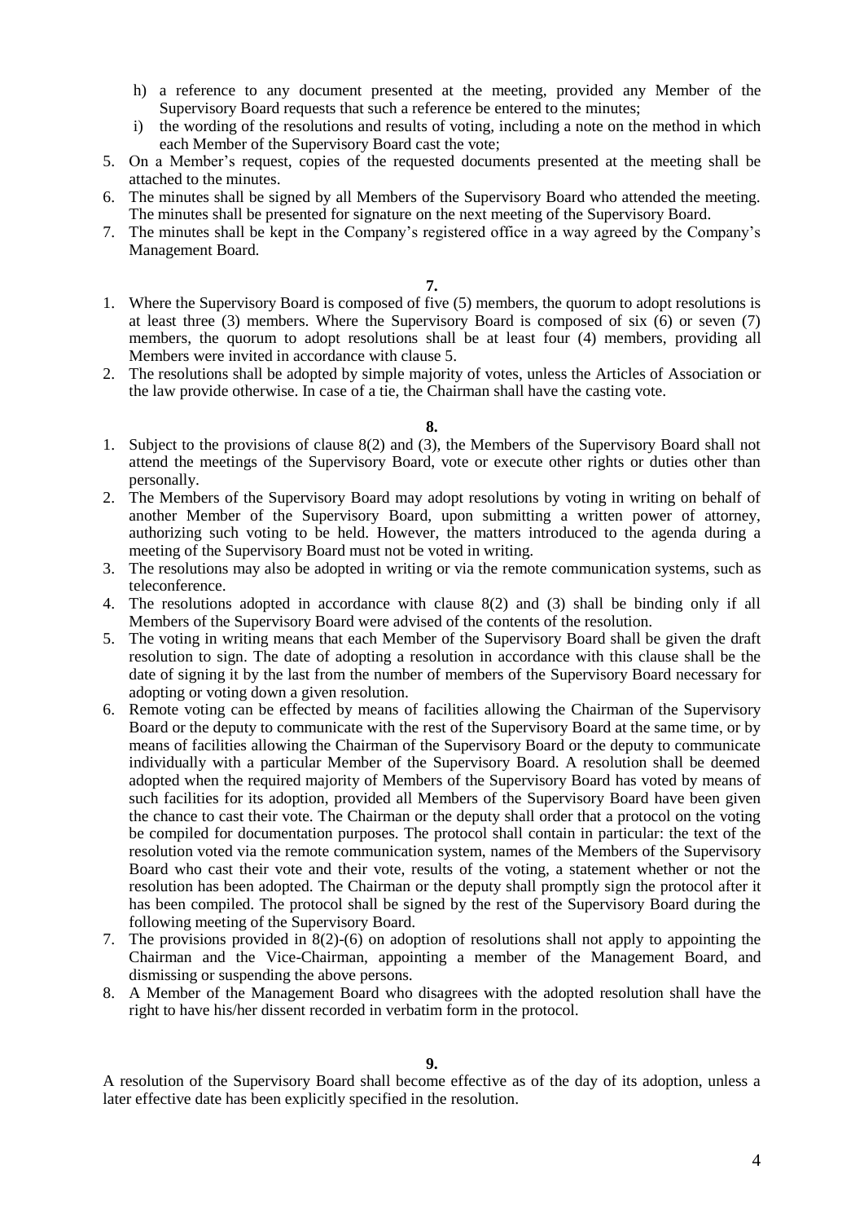h) a reference to any document presented at the meeting, provided any Member of the Supervisory Board requests that such a reference be entered to the minutes;

i) the wording of the resolutions and results of voting, including a note on the method in which each Member of the Supervisory Board cast the vote;

5. On a Member's request, copies of the requested documents presented at the meeting shall be attached to the minutes.
6. The minutes shall be signed by all Members of the Supervisory Board who attended the meeting. The minutes shall be presented for signature on the next meeting of the Supervisory Board.
7. The minutes shall be kept in the Company's registered office in a way agreed by the Company's Management Board.

**7.**

1. Where the Supervisory Board is composed of five (5) members, the quorum to adopt resolutions is at least three (3) members. Where the Supervisory Board is composed of six (6) or seven (7) members, the quorum to adopt resolutions shall be at least four (4) members, providing all Members were invited in accordance with clause 5.
2. The resolutions shall be adopted by simple majority of votes, unless the Articles of Association or the law provide otherwise. In case of a tie, the Chairman shall have the casting vote.

**8.**

1. Subject to the provisions of clause 8(2) and (3), the Members of the Supervisory Board shall not attend the meetings of the Supervisory Board, vote or execute other rights or duties other than personally.
2. The Members of the Supervisory Board may adopt resolutions by voting in writing on behalf of another Member of the Supervisory Board, upon submitting a written power of attorney, authorizing such voting to be held. However, the matters introduced to the agenda during a meeting of the Supervisory Board must not be voted in writing.
3. The resolutions may also be adopted in writing or via the remote communication systems, such as teleconference.
4. The resolutions adopted in accordance with clause 8(2) and (3) shall be binding only if all Members of the Supervisory Board were advised of the contents of the resolution.
5. The voting in writing means that each Member of the Supervisory Board shall be given the draft resolution to sign. The date of adopting a resolution in accordance with this clause shall be the date of signing it by the last from the number of members of the Supervisory Board necessary for adopting or voting down a given resolution.
6. Remote voting can be effected by means of facilities allowing the Chairman of the Supervisory Board or the deputy to communicate with the rest of the Supervisory Board at the same time, or by means of facilities allowing the Chairman of the Supervisory Board or the deputy to communicate individually with a particular Member of the Supervisory Board. A resolution shall be deemed adopted when the required majority of Members of the Supervisory Board has voted by means of such facilities for its adoption, provided all Members of the Supervisory Board have been given the chance to cast their vote. The Chairman or the deputy shall order that a protocol on the voting be compiled for documentation purposes. The protocol shall contain in particular: the text of the resolution voted via the remote communication system, names of the Members of the Supervisory Board who cast their vote and their vote, results of the voting, a statement whether or not the resolution has been adopted. The Chairman or the deputy shall promptly sign the protocol after it has been compiled. The protocol shall be signed by the rest of the Supervisory Board during the following meeting of the Supervisory Board.
7. The provisions provided in 8(2)-(6) on adoption of resolutions shall not apply to appointing the Chairman and the Vice-Chairman, appointing a member of the Management Board, and dismissing or suspending the above persons.
8. A Member of the Management Board who disagrees with the adopted resolution shall have the right to have his/her dissent recorded in verbatim form in the protocol.

**9.**

A resolution of the Supervisory Board shall become effective as of the day of its adoption, unless a later effective date has been explicitly specified in the resolution.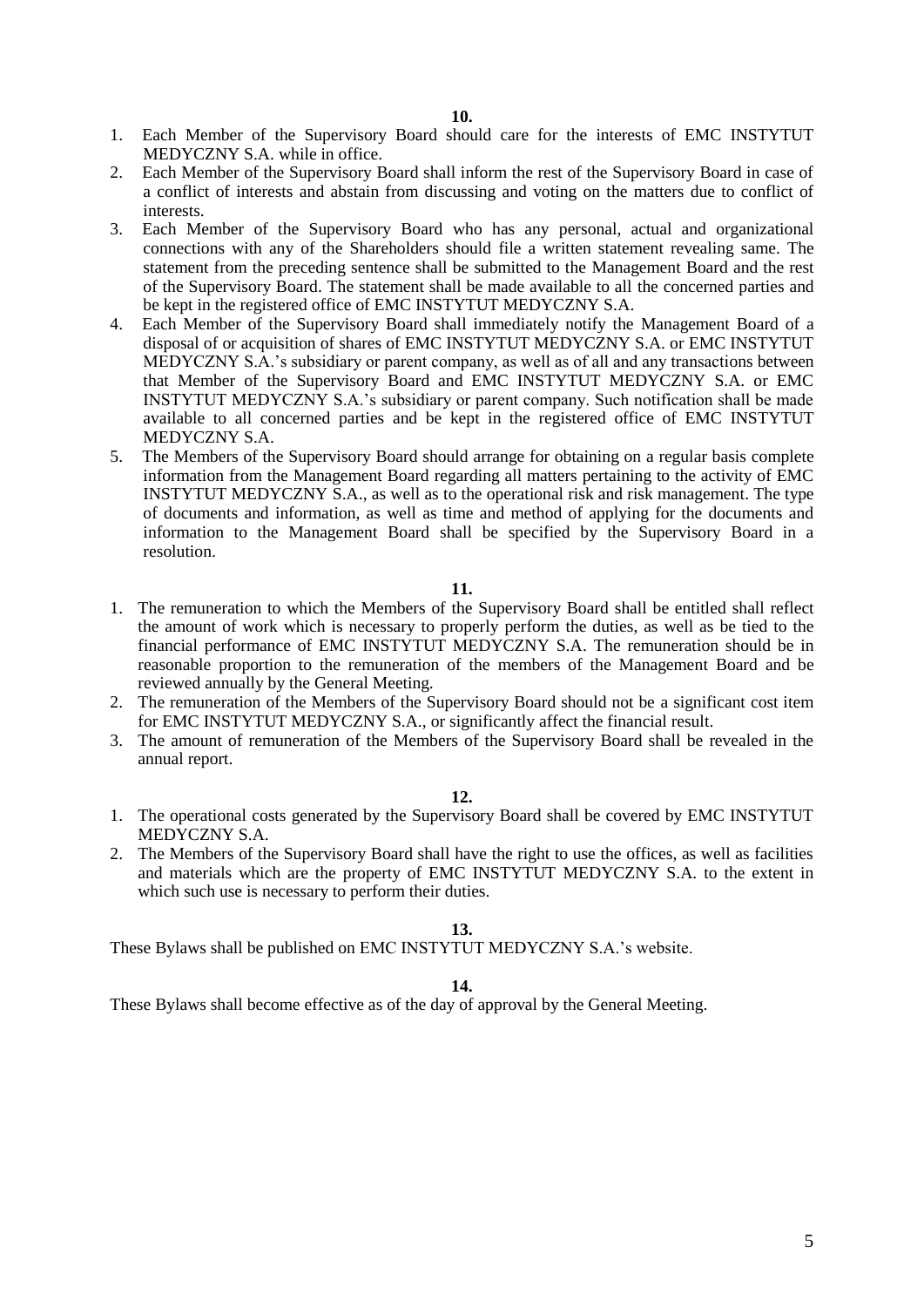**10.**

1. Each Member of the Supervisory Board should care for the interests of EMC INSTYTUT MEDYCZNY S.A. while in office.
2. Each Member of the Supervisory Board shall inform the rest of the Supervisory Board in case of a conflict of interests and abstain from discussing and voting on the matters due to conflict of interests.
3. Each Member of the Supervisory Board who has any personal, actual and organizational connections with any of the Shareholders should file a written statement revealing same. The statement from the preceding sentence shall be submitted to the Management Board and the rest of the Supervisory Board. The statement shall be made available to all the concerned parties and be kept in the registered office of EMC INSTYTUT MEDYCZNY S.A.
4. Each Member of the Supervisory Board shall immediately notify the Management Board of a disposal of or acquisition of shares of EMC INSTYTUT MEDYCZNY S.A. or EMC INSTYTUT MEDYCZNY S.A.'s subsidiary or parent company, as well as of all and any transactions between that Member of the Supervisory Board and EMC INSTYTUT MEDYCZNY S.A. or EMC INSTYTUT MEDYCZNY S.A.'s subsidiary or parent company. Such notification shall be made available to all concerned parties and be kept in the registered office of EMC INSTYTUT MEDYCZNY S.A.
5. The Members of the Supervisory Board should arrange for obtaining on a regular basis complete information from the Management Board regarding all matters pertaining to the activity of EMC INSTYTUT MEDYCZNY S.A., as well as to the operational risk and risk management. The type of documents and information, as well as time and method of applying for the documents and information to the Management Board shall be specified by the Supervisory Board in a resolution.

**11.**

1. The remuneration to which the Members of the Supervisory Board shall be entitled shall reflect the amount of work which is necessary to properly perform the duties, as well as be tied to the financial performance of EMC INSTYTUT MEDYCZNY S.A. The remuneration should be in reasonable proportion to the remuneration of the members of the Management Board and be reviewed annually by the General Meeting.
2. The remuneration of the Members of the Supervisory Board should not be a significant cost item for EMC INSTYTUT MEDYCZNY S.A., or significantly affect the financial result.
3. The amount of remuneration of the Members of the Supervisory Board shall be revealed in the annual report.

**12.**

1. The operational costs generated by the Supervisory Board shall be covered by EMC INSTYTUT MEDYCZNY S.A.
2. The Members of the Supervisory Board shall have the right to use the offices, as well as facilities and materials which are the property of EMC INSTYTUT MEDYCZNY S.A. to the extent in which such use is necessary to perform their duties.

**13.**

These Bylaws shall be published on EMC INSTYTUT MEDYCZNY S.A.'s website.

**14.**

These Bylaws shall become effective as of the day of approval by the General Meeting.